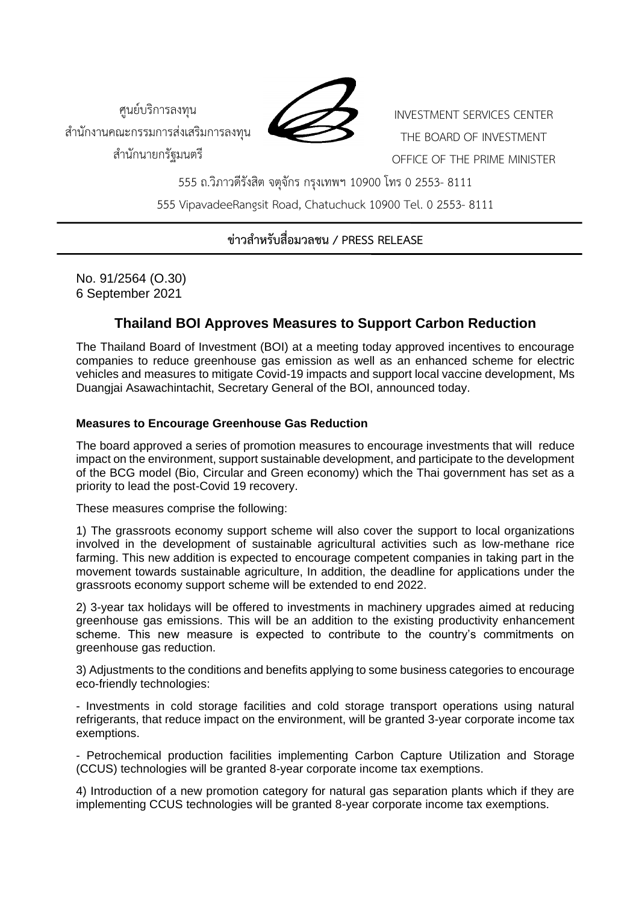ศูนย์บริการลงทุน
สำนักงานคณะกรรมการส่งเสริมการลงทุน
สำนักนายกรัฐมนตรี

INVESTMENT SERVICES CENTER
THE BOARD OF INVESTMENT
OFFICE OF THE PRIME MINISTER

555 ถ.วิภาวดีรังสิต จตุจักร กรุงเทพฯ 10900 โทร 0 2553- 8111
555 VipavadeeRangsit Road, Chatuchuck 10900 Tel. 0 2553- 8111

**ข่าวสำหรับสื่อมวลชน / PRESS RELEASE**

No. 91/2564 (O.30)
6 September 2021

# Thailand BOI Approves Measures to Support Carbon Reduction

The Thailand Board of Investment (BOI) at a meeting today approved incentives to encourage companies to reduce greenhouse gas emission as well as an enhanced scheme for electric vehicles and measures to mitigate Covid-19 impacts and support local vaccine development, Ms Duangjai Asawachintachit, Secretary General of the BOI, announced today.

**Measures to Encourage Greenhouse Gas Reduction**

The board approved a series of promotion measures to encourage investments that will reduce impact on the environment, support sustainable development, and participate to the development of the BCG model (Bio, Circular and Green economy) which the Thai government has set as a priority to lead the post-Covid 19 recovery.

These measures comprise the following:

1) The grassroots economy support scheme will also cover the support to local organizations involved in the development of sustainable agricultural activities such as low-methane rice farming. This new addition is expected to encourage competent companies in taking part in the movement towards sustainable agriculture, In addition, the deadline for applications under the grassroots economy support scheme will be extended to end 2022.

2) 3-year tax holidays will be offered to investments in machinery upgrades aimed at reducing greenhouse gas emissions. This will be an addition to the existing productivity enhancement scheme. This new measure is expected to contribute to the country's commitments on greenhouse gas reduction.

3) Adjustments to the conditions and benefits applying to some business categories to encourage eco-friendly technologies:

- Investments in cold storage facilities and cold storage transport operations using natural refrigerants, that reduce impact on the environment, will be granted 3-year corporate income tax exemptions.

- Petrochemical production facilities implementing Carbon Capture Utilization and Storage (CCUS) technologies will be granted 8-year corporate income tax exemptions.

4) Introduction of a new promotion category for natural gas separation plants which if they are implementing CCUS technologies will be granted 8-year corporate income tax exemptions.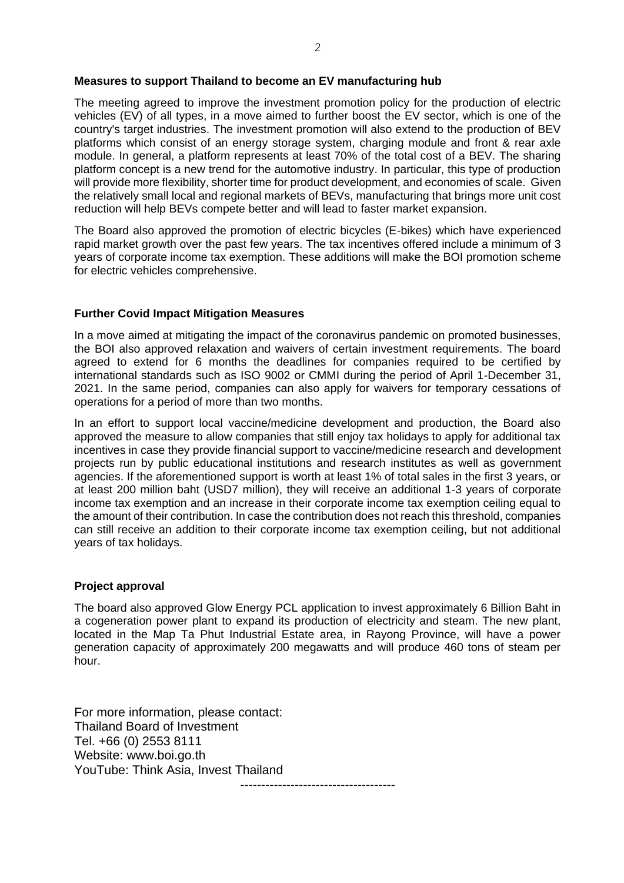**Measures to support Thailand to become an EV manufacturing hub**

The meeting agreed to improve the investment promotion policy for the production of electric vehicles (EV) of all types, in a move aimed to further boost the EV sector, which is one of the country's target industries. The investment promotion will also extend to the production of BEV platforms which consist of an energy storage system, charging module and front & rear axle module. In general, a platform represents at least 70% of the total cost of a BEV. The sharing platform concept is a new trend for the automotive industry. In particular, this type of production will provide more flexibility, shorter time for product development, and economies of scale. Given the relatively small local and regional markets of BEVs, manufacturing that brings more unit cost reduction will help BEVs compete better and will lead to faster market expansion.

The Board also approved the promotion of electric bicycles (E-bikes) which have experienced rapid market growth over the past few years. The tax incentives offered include a minimum of 3 years of corporate income tax exemption. These additions will make the BOI promotion scheme for electric vehicles comprehensive.

**Further Covid Impact Mitigation Measures**

In a move aimed at mitigating the impact of the coronavirus pandemic on promoted businesses, the BOI also approved relaxation and waivers of certain investment requirements. The board agreed to extend for 6 months the deadlines for companies required to be certified by international standards such as ISO 9002 or CMMI during the period of April 1-December 31, 2021. In the same period, companies can also apply for waivers for temporary cessations of operations for a period of more than two months.

In an effort to support local vaccine/medicine development and production, the Board also approved the measure to allow companies that still enjoy tax holidays to apply for additional tax incentives in case they provide financial support to vaccine/medicine research and development projects run by public educational institutions and research institutes as well as government agencies. If the aforementioned support is worth at least 1% of total sales in the first 3 years, or at least 200 million baht (USD7 million), they will receive an additional 1-3 years of corporate income tax exemption and an increase in their corporate income tax exemption ceiling equal to the amount of their contribution. In case the contribution does not reach this threshold, companies can still receive an addition to their corporate income tax exemption ceiling, but not additional years of tax holidays.

**Project approval**

The board also approved Glow Energy PCL application to invest approximately 6 Billion Baht in a cogeneration power plant to expand its production of electricity and steam. The new plant, located in the Map Ta Phut Industrial Estate area, in Rayong Province, will have a power generation capacity of approximately 200 megawatts and will produce 460 tons of steam per hour.

For more information, please contact:
Thailand Board of Investment
Tel. +66 (0) 2553 8111
Website: www.boi.go.th
YouTube: Think Asia, Invest Thailand

-------------------------------------